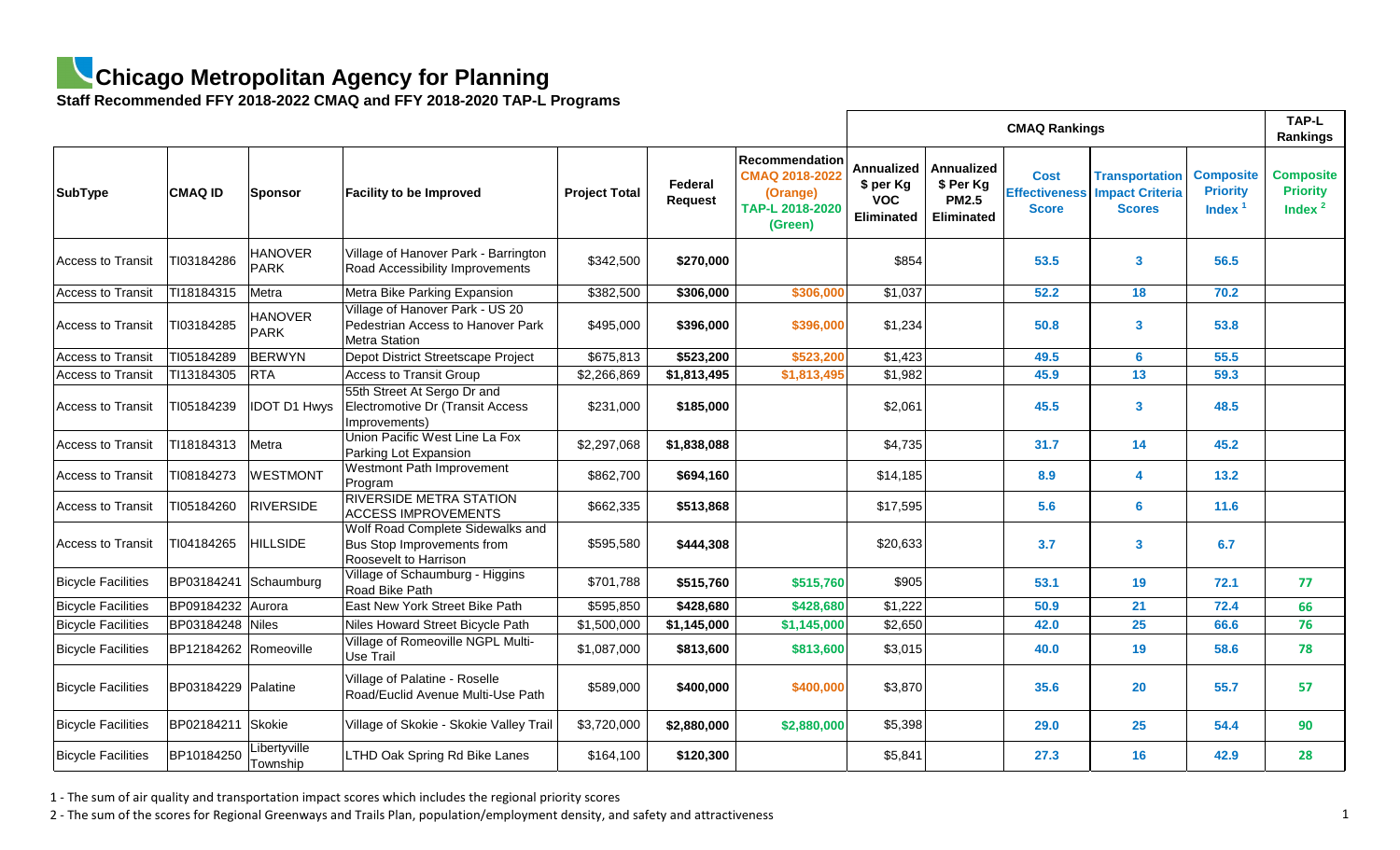# Chicago Metropolitan Agency for Planning

## Staff Recommended FFY 2018-2022 CMAQ and FFY 2018-2020 TAP-L Programs

| | | | | | | | CMAQ Rankings | | | | | TAP-L Rankings |
|---|---|---|---|---|---|---|---|---|---|---|---|---|
| SubType | CMAQ ID | Sponsor | Facility to be Improved | Project Total | Federal Request | Recommendation CMAQ 2018-2022 (Orange) TAP-L 2018-2020 (Green) | Annualized $ per Kg VOC Eliminated | Annualized $ Per Kg PM2.5 Eliminated | Cost Effectiveness Score | Transportation Impact Criteria Scores | Composite Priority Index [1] | Composite Priority Index [2] |
| Access to Transit | TI03184286 | HANOVER PARK | Village of Hanover Park - Barrington Road Accessibility Improvements | $342,500 | $270,000 | | $854 | | 53.5 | 3 | 56.5 | |
| Access to Transit | TI18184315 | Metra | Metra Bike Parking Expansion | $382,500 | $306,000 | $306,000 | $1,037 | | 52.2 | 18 | 70.2 | |
| Access to Transit | TI03184285 | HANOVER PARK | Village of Hanover Park - US 20 Pedestrian Access to Hanover Park Metra Station | $495,000 | $396,000 | $396,000 | $1,234 | | 50.8 | 3 | 53.8 | |
| Access to Transit | TI05184289 | BERWYN | Depot District Streetscape Project | $675,813 | $523,200 | $523,200 | $1,423 | | 49.5 | 6 | 55.5 | |
| Access to Transit | TI13184305 | RTA | Access to Transit Group | $2,266,869 | $1,813,495 | $1,813,495 | $1,982 | | 45.9 | 13 | 59.3 | |
| Access to Transit | TI05184239 | IDOT D1 Hwys | 55th Street At Sergo Dr and Electromotive Dr (Transit Access Improvements) | $231,000 | $185,000 | | $2,061 | | 45.5 | 3 | 48.5 | |
| Access to Transit | TI18184313 | Metra | Union Pacific West Line La Fox Parking Lot Expansion | $2,297,068 | $1,838,088 | | $4,735 | | 31.7 | 14 | 45.2 | |
| Access to Transit | TI08184273 | WESTMONT | Westmont Path Improvement Program | $862,700 | $694,160 | | $14,185 | | 8.9 | 4 | 13.2 | |
| Access to Transit | TI05184260 | RIVERSIDE | RIVERSIDE METRA STATION ACCESS IMPROVEMENTS | $662,335 | $513,868 | | $17,595 | | 5.6 | 6 | 11.6 | |
| Access to Transit | TI04184265 | HILLSIDE | Wolf Road Complete Sidewalks and Bus Stop Improvements from Roosevelt to Harrison | $595,580 | $444,308 | | $20,633 | | 3.7 | 3 | 6.7 | |
| Bicycle Facilities | BP03184241 | Schaumburg | Village of Schaumburg - Higgins Road Bike Path | $701,788 | $515,760 | $515,760 | $905 | | 53.1 | 19 | 72.1 | 77 |
| Bicycle Facilities | BP09184232 | Aurora | East New York Street Bike Path | $595,850 | $428,680 | $428,680 | $1,222 | | 50.9 | 21 | 72.4 | 66 |
| Bicycle Facilities | BP03184248 | Niles | Niles Howard Street Bicycle Path | $1,500,000 | $1,145,000 | $1,145,000 | $2,650 | | 42.0 | 25 | 66.6 | 76 |
| Bicycle Facilities | BP12184262 | Romeoville | Village of Romeoville NGPL Multi-Use Trail | $1,087,000 | $813,600 | $813,600 | $3,015 | | 40.0 | 19 | 58.6 | 78 |
| Bicycle Facilities | BP03184229 | Palatine | Village of Palatine - Roselle Road/Euclid Avenue Multi-Use Path | $589,000 | $400,000 | $400,000 | $3,870 | | 35.6 | 20 | 55.7 | 57 |
| Bicycle Facilities | BP02184211 | Skokie | Village of Skokie - Skokie Valley Trail | $3,720,000 | $2,880,000 | $2,880,000 | $5,398 | | 29.0 | 25 | 54.4 | 90 |
| Bicycle Facilities | BP10184250 | Libertyville Township | LTHD Oak Spring Rd Bike Lanes | $164,100 | $120,300 | | $5,841 | | 27.3 | 16 | 42.9 | 28 |

1 - The sum of air quality and transportation impact scores which includes the regional priority scores

2 - The sum of the scores for Regional Greenways and Trails Plan, population/employment density, and safety and attractiveness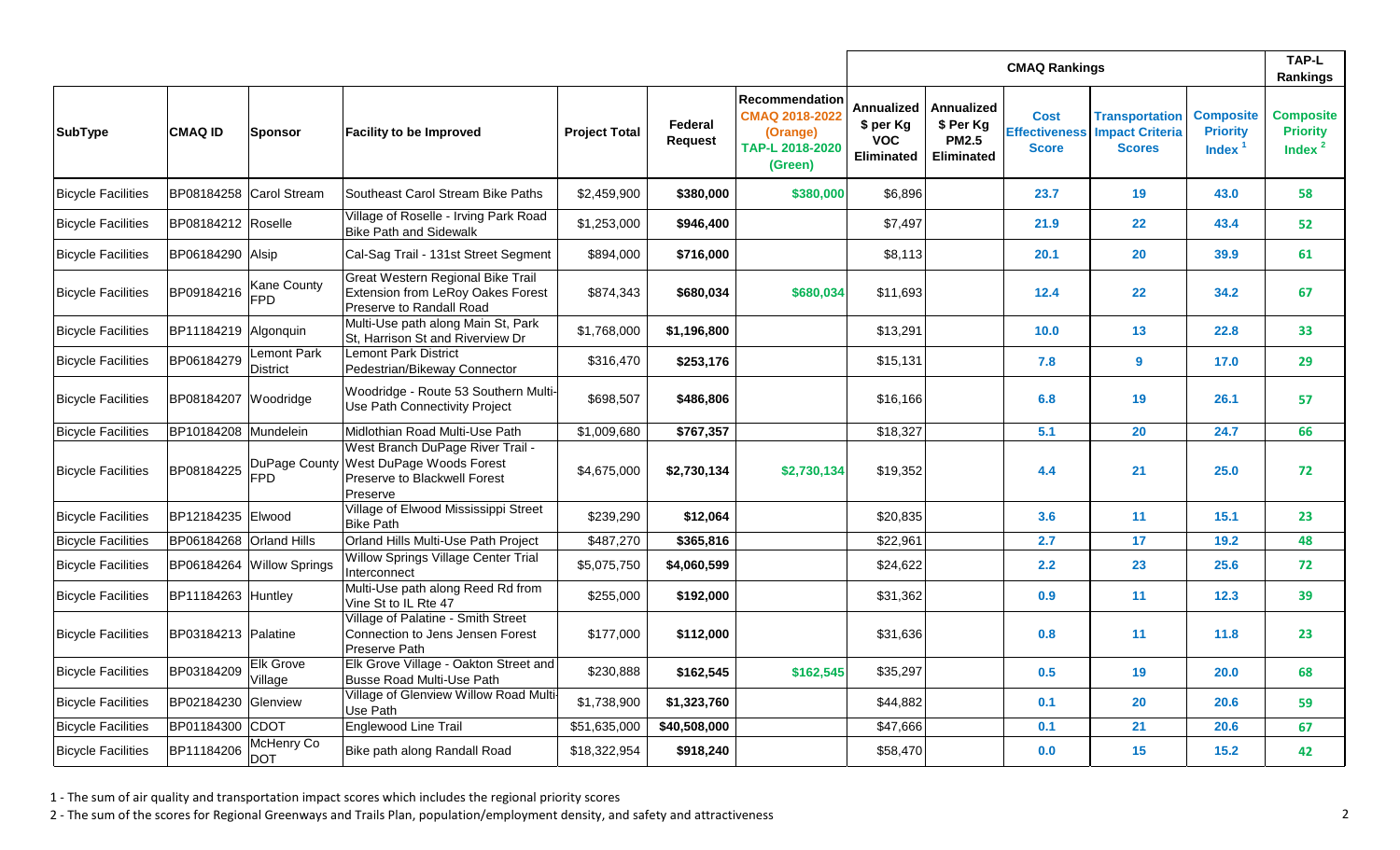| | | | | | | | CMAQ Rankings | | | | | TAP-L Rankings |
|---|---|---|---|---|---|---|---|---|---|---|---|---|
| SubType | CMAQ ID | Sponsor | Facility to be Improved | Project Total | Federal Request | Recommendation CMAQ 2018-2022 (Orange) TAP-L 2018-2020 (Green) | Annualized $ per Kg VOC Eliminated | Annualized $ Per Kg PM2.5 Eliminated | Cost Effectiveness Score | Transportation Impact Criteria Scores | Composite Priority Index [1] | Composite Priority Index [2] |
| Bicycle Facilities | BP08184258 | Carol Stream | Southeast Carol Stream Bike Paths | $2,459,900 | $380,000 | $380,000 | $6,896 | | 23.7 | 19 | 43.0 | 58 |
| Bicycle Facilities | BP08184212 | Roselle | Village of Roselle - Irving Park Road Bike Path and Sidewalk | $1,253,000 | $946,400 | | $7,497 | | 21.9 | 22 | 43.4 | 52 |
| Bicycle Facilities | BP06184290 | Alsip | Cal-Sag Trail - 131st Street Segment | $894,000 | $716,000 | | $8,113 | | 20.1 | 20 | 39.9 | 61 |
| Bicycle Facilities | BP09184216 | Kane County FPD | Great Western Regional Bike Trail Extension from LeRoy Oakes Forest Preserve to Randall Road | $874,343 | $680,034 | $680,034 | $11,693 | | 12.4 | 22 | 34.2 | 67 |
| Bicycle Facilities | BP11184219 | Algonquin | Multi-Use path along Main St, Park St, Harrison St and Riverview Dr | $1,768,000 | $1,196,800 | | $13,291 | | 10.0 | 13 | 22.8 | 33 |
| Bicycle Facilities | BP06184279 | Lemont Park District | Lemont Park District Pedestrian/Bikeway Connector | $316,470 | $253,176 | | $15,131 | | 7.8 | 9 | 17.0 | 29 |
| Bicycle Facilities | BP08184207 | Woodridge | Woodridge - Route 53 Southern Multi-Use Path Connectivity Project | $698,507 | $486,806 | | $16,166 | | 6.8 | 19 | 26.1 | 57 |
| Bicycle Facilities | BP10184208 | Mundelein | Midlothian Road Multi-Use Path | $1,009,680 | $767,357 | | $18,327 | | 5.1 | 20 | 24.7 | 66 |
| Bicycle Facilities | BP08184225 | DuPage County FPD | West Branch DuPage River Trail - West DuPage Woods Forest Preserve to Blackwell Forest Preserve | $4,675,000 | $2,730,134 | $2,730,134 | $19,352 | | 4.4 | 21 | 25.0 | 72 |
| Bicycle Facilities | BP12184235 | Elwood | Village of Elwood Mississippi Street Bike Path | $239,290 | $12,064 | | $20,835 | | 3.6 | 11 | 15.1 | 23 |
| Bicycle Facilities | BP06184268 | Orland Hills | Orland Hills Multi-Use Path Project | $487,270 | $365,816 | | $22,961 | | 2.7 | 17 | 19.2 | 48 |
| Bicycle Facilities | BP06184264 | Willow Springs | Willow Springs Village Center Trial Interconnect | $5,075,750 | $4,060,599 | | $24,622 | | 2.2 | 23 | 25.6 | 72 |
| Bicycle Facilities | BP11184263 | Huntley | Multi-Use path along Reed Rd from Vine St to IL Rte 47 | $255,000 | $192,000 | | $31,362 | | 0.9 | 11 | 12.3 | 39 |
| Bicycle Facilities | BP03184213 | Palatine | Village of Palatine - Smith Street Connection to Jens Jensen Forest Preserve Path | $177,000 | $112,000 | | $31,636 | | 0.8 | 11 | 11.8 | 23 |
| Bicycle Facilities | BP03184209 | Elk Grove Village | Elk Grove Village - Oakton Street and Busse Road Multi-Use Path | $230,888 | $162,545 | $162,545 | $35,297 | | 0.5 | 19 | 20.0 | 68 |
| Bicycle Facilities | BP02184230 | Glenview | Village of Glenview Willow Road Multi-Use Path | $1,738,900 | $1,323,760 | | $44,882 | | 0.1 | 20 | 20.6 | 59 |
| Bicycle Facilities | BP01184300 | CDOT | Englewood Line Trail | $51,635,000 | $40,508,000 | | $47,666 | | 0.1 | 21 | 20.6 | 67 |
| Bicycle Facilities | BP11184206 | McHenry Co DOT | Bike path along Randall Road | $18,322,954 | $918,240 | | $58,470 | | 0.0 | 15 | 15.2 | 42 |

1 - The sum of air quality and transportation impact scores which includes the regional priority scores

2 - The sum of the scores for Regional Greenways and Trails Plan, population/employment density, and safety and attractiveness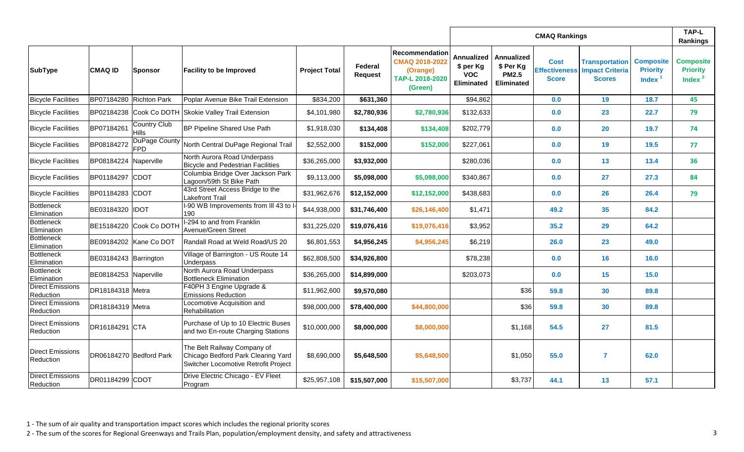| SubType | CMAQ ID | Sponsor | Facility to be Improved | Project Total | Federal Request | Recommendation CMAQ 2018-2022 (Orange) TAP-L 2018-2020 (Green) | CMAQ Rankings | | | | | | TAP-L Rankings |
|---|---|---|---|---|---|---|---|---|---|---|---|---|---|
| | | | | | | | Annualized $ per Kg VOC Eliminated | Annualized $ Per Kg PM2.5 Eliminated | Cost Effectiveness Score | Transportation Impact Criteria Scores | Composite Priority Index [1] | | Composite Priority Index [2] |
| Bicycle Facilities | BP07184280 | Richton Park | Poplar Avenue Bike Trail Extension | $834,200 | $631,360 | | $94,862 | | 0.0 | 19 | 18.7 | | 45 |
| Bicycle Facilities | BP02184238 | Cook Co DOTH | Skokie Valley Trail Extension | $4,101,980 | $2,780,936 | $2,780,936 | $132,633 | | 0.0 | 23 | 22.7 | | 79 |
| Bicycle Facilities | BP07184261 | Country Club Hills | BP Pipeline Shared Use Path | $1,918,030 | $134,408 | $134,408 | $202,779 | | 0.0 | 20 | 19.7 | | 74 |
| Bicycle Facilities | BP08184272 | DuPage County FPD | North Central DuPage Regional Trail | $2,552,000 | $152,000 | $152,000 | $227,061 | | 0.0 | 19 | 19.5 | | 77 |
| Bicycle Facilities | BP08184224 | Naperville | North Aurora Road Underpass Bicycle and Pedestrian Facilities | $36,265,000 | $3,932,000 | | $280,036 | | 0.0 | 13 | 13.4 | | 36 |
| Bicycle Facilities | BP01184297 | CDOT | Columbia Bridge Over Jackson Park Lagoon/59th St Bike Path | $9,113,000 | $5,098,000 | $5,098,000 | $340,867 | | 0.0 | 27 | 27.3 | | 84 |
| Bicycle Facilities | BP01184283 | CDOT | 43rd Street Access Bridge to the Lakefront Trail | $31,962,676 | $12,152,000 | $12,152,000 | $438,683 | | 0.0 | 26 | 26.4 | | 79 |
| Bottleneck Elimination | BE03184320 | IDOT | I-90 WB Improvements from Ill 43 to I-190 | $44,938,000 | $31,746,400 | $26,146,400 | $1,471 | | 49.2 | 35 | 84.2 | | |
| Bottleneck Elimination | BE15184220 | Cook Co DOTH | I-294 to and from Franklin Avenue/Green Street | $31,225,020 | $19,076,416 | $19,076,416 | $3,952 | | 35.2 | 29 | 64.2 | | |
| Bottleneck Elimination | BE09184202 | Kane Co DOT | Randall Road at Weld Road/US 20 | $6,801,553 | $4,956,245 | $4,956,245 | $6,219 | | 26.0 | 23 | 49.0 | | |
| Bottleneck Elimination | BE03184243 | Barrington | Village of Barrington - US Route 14 Underpass | $62,808,500 | $34,926,800 | | $78,238 | | 0.0 | 16 | 16.0 | | |
| Bottleneck Elimination | BE08184253 | Naperville | North Aurora Road Underpass Bottleneck Elimination | $36,265,000 | $14,899,000 | | $203,073 | | 0.0 | 15 | 15.0 | | |
| Direct Emissions Reduction | DR18184318 | Metra | F40PH 3 Engine Upgrade & Emissions Reduction | $11,962,600 | $9,570,080 | | | $36 | 59.8 | 30 | 89.8 | | |
| Direct Emissions Reduction | DR18184319 | Metra | Locomotive Acquisition and Rehabilitation | $98,000,000 | $78,400,000 | $44,800,000 | | $36 | 59.8 | 30 | 89.8 | | |
| Direct Emissions Reduction | DR16184291 | CTA | Purchase of Up to 10 Electric Buses and two En-route Charging Stations | $10,000,000 | $8,000,000 | $8,000,000 | | $1,168 | 54.5 | 27 | 81.5 | | |
| Direct Emissions Reduction | DR06184270 | Bedford Park | The Belt Railway Company of Chicago Bedford Park Clearing Yard Switcher Locomotive Retrofit Project | $8,690,000 | $5,648,500 | $5,648,500 | | $1,050 | 55.0 | 7 | 62.0 | | |
| Direct Emissions Reduction | DR01184299 | CDOT | Drive Electric Chicago - EV Fleet Program | $25,957,108 | $15,507,000 | $15,507,000 | | $3,737 | 44.1 | 13 | 57.1 | | |

1 - The sum of air quality and transportation impact scores which includes the regional priority scores

2 - The sum of the scores for Regional Greenways and Trails Plan, population/employment density, and safety and attractiveness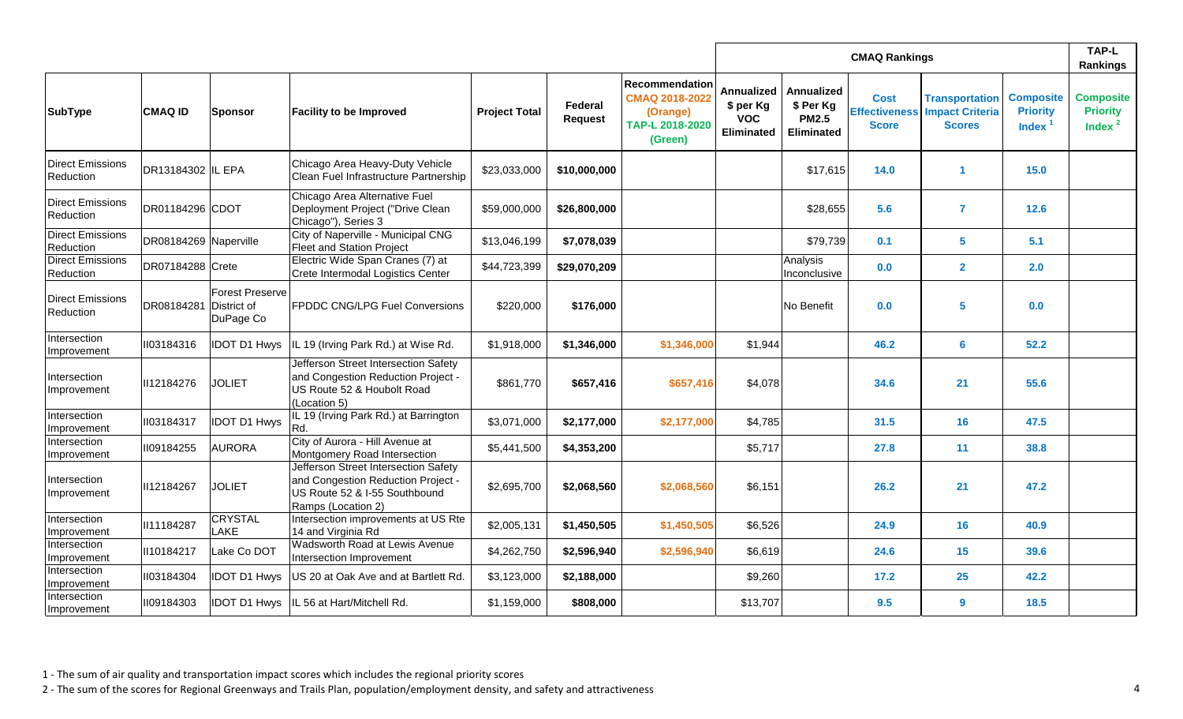| | | | | | | | CMAQ Rankings | | | | | TAP-L Rankings |
|---|---|---|---|---|---|---|---|---|---|---|---|---|
| SubType | CMAQ ID | Sponsor | Facility to be Improved | Project Total | Federal Request | Recommendation CMAQ 2018-2022 (Orange) TAP-L 2018-2020 (Green) | Annualized $ per Kg VOC Eliminated | Annualized $ Per Kg PM2.5 Eliminated | Cost Effectiveness Score | Transportation Impact Criteria Scores | Composite Priority Index [1] | Composite Priority Index [2] |
| Direct Emissions Reduction | DR13184302 | IL EPA | Chicago Area Heavy-Duty Vehicle Clean Fuel Infrastructure Partnership | $23,033,000 | **$10,000,000** | | | $17,615 | **14.0** | **1** | **15.0** | |
| Direct Emissions Reduction | DR01184296 | CDOT | Chicago Area Alternative Fuel Deployment Project ("Drive Clean Chicago"), Series 3 | $59,000,000 | **$26,800,000** | | | $28,655 | **5.6** | **7** | **12.6** | |
| Direct Emissions Reduction | DR08184269 | Naperville | City of Naperville - Municipal CNG Fleet and Station Project | $13,046,199 | **$7,078,039** | | | $79,739 | **0.1** | **5** | **5.1** | |
| Direct Emissions Reduction | DR07184288 | Crete | Electric Wide Span Cranes (7) at Crete Intermodal Logistics Center | $44,723,399 | **$29,070,209** | | | Analysis Inconclusive | **0.0** | **2** | **2.0** | |
| Direct Emissions Reduction | DR08184281 | Forest Preserve District of DuPage Co | FPDDC CNG/LPG Fuel Conversions | $220,000 | **$176,000** | | | No Benefit | **0.0** | **5** | **0.0** | |
| Intersection Improvement | II03184316 | IDOT D1 Hwys | IL 19 (Irving Park Rd.) at Wise Rd. | $1,918,000 | **$1,346,000** | **$1,346,000** | $1,944 | | **46.2** | **6** | **52.2** | |
| Intersection Improvement | II12184276 | JOLIET | Jefferson Street Intersection Safety and Congestion Reduction Project - US Route 52 & Houbolt Road (Location 5) | $861,770 | **$657,416** | **$657,416** | $4,078 | | **34.6** | **21** | **55.6** | |
| Intersection Improvement | II03184317 | IDOT D1 Hwys | IL 19 (Irving Park Rd.) at Barrington Rd. | $3,071,000 | **$2,177,000** | **$2,177,000** | $4,785 | | **31.5** | **16** | **47.5** | |
| Intersection Improvement | II09184255 | AURORA | City of Aurora - Hill Avenue at Montgomery Road Intersection | $5,441,500 | **$4,353,200** | | $5,717 | | **27.8** | **11** | **38.8** | |
| Intersection Improvement | II12184267 | JOLIET | Jefferson Street Intersection Safety and Congestion Reduction Project - US Route 52 & I-55 Southbound Ramps (Location 2) | $2,695,700 | **$2,068,560** | **$2,068,560** | $6,151 | | **26.2** | **21** | **47.2** | |
| Intersection Improvement | II11184287 | CRYSTAL LAKE | Intersection improvements at US Rte 14 and Virginia Rd | $2,005,131 | **$1,450,505** | **$1,450,505** | $6,526 | | **24.9** | **16** | **40.9** | |
| Intersection Improvement | II10184217 | Lake Co DOT | Wadsworth Road at Lewis Avenue Intersection Improvement | $4,262,750 | **$2,596,940** | **$2,596,940** | $6,619 | | **24.6** | **15** | **39.6** | |
| Intersection Improvement | II03184304 | IDOT D1 Hwys | US 20 at Oak Ave and at Bartlett Rd. | $3,123,000 | **$2,188,000** | | $9,260 | | **17.2** | **25** | **42.2** | |
| Intersection Improvement | II09184303 | IDOT D1 Hwys | IL 56 at Hart/Mitchell Rd. | $1,159,000 | **$808,000** | | $13,707 | | **9.5** | **9** | **18.5** | |

1 - The sum of air quality and transportation impact scores which includes the regional priority scores

2 - The sum of the scores for Regional Greenways and Trails Plan, population/employment density, and safety and attractiveness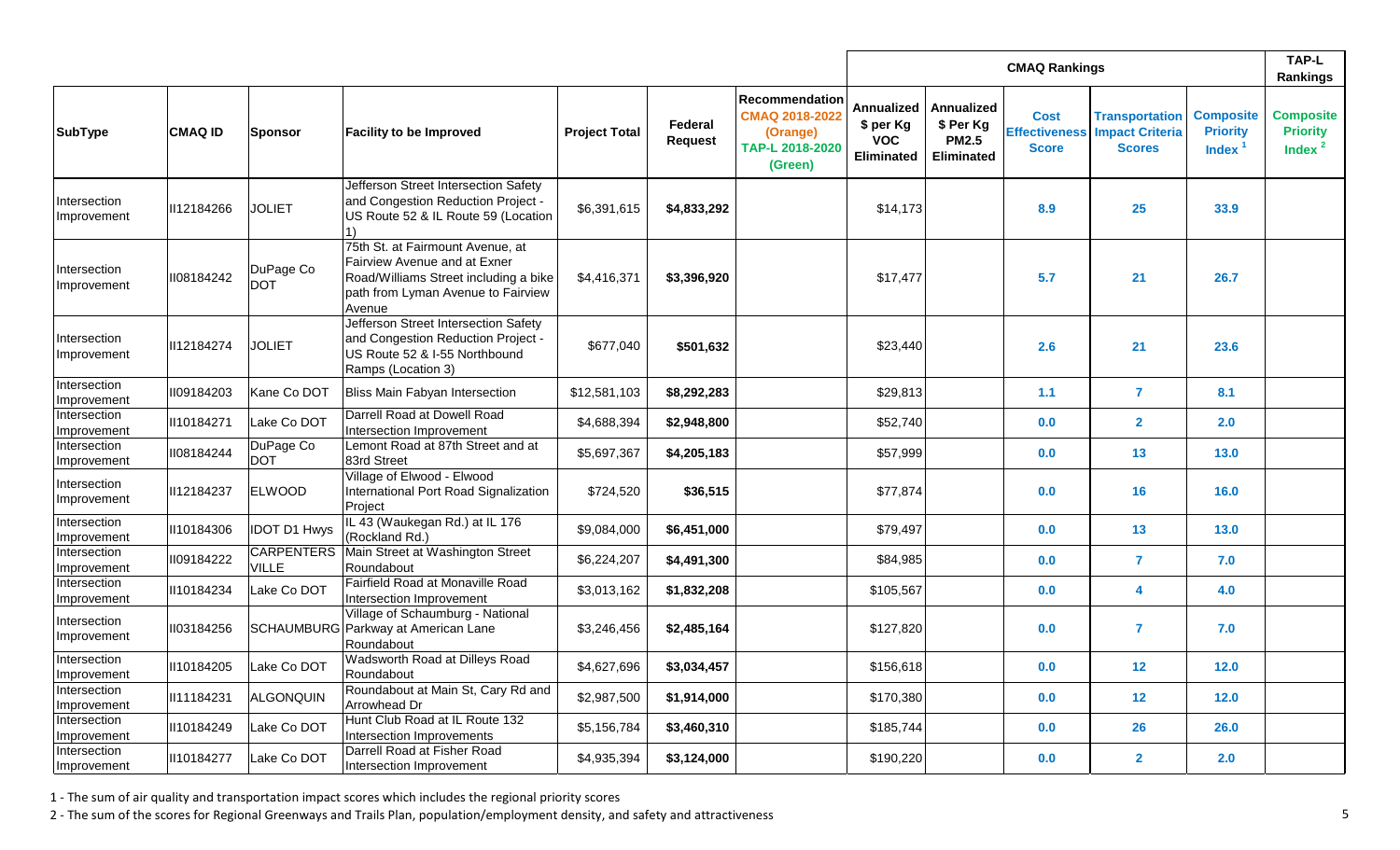| | | | | | | | CMAQ Rankings | | | | | TAP-L Rankings |
|---|---|---|---|---|---|---|---|---|---|---|---|---|
| SubType | CMAQ ID | Sponsor | Facility to be Improved | Project Total | Federal Request | Recommendation CMAQ 2018-2022 (Orange) TAP-L 2018-2020 (Green) | Annualized $ per Kg VOC Eliminated | Annualized $ Per Kg PM2.5 Eliminated | Cost Effectiveness Score | Transportation Impact Criteria Scores | Composite Priority Index [1] | Composite Priority Index [2] |
| Intersection Improvement | II12184266 | JOLIET | Jefferson Street Intersection Safety and Congestion Reduction Project - US Route 52 & IL Route 59 (Location 1) | $6,391,615 | **$4,833,292** | | $14,173 | | **8.9** | **25** | **33.9** | |
| Intersection Improvement | II08184242 | DuPage Co DOT | 75th St. at Fairmount Avenue, at Fairview Avenue and at Exner Road/Williams Street including a bike path from Lyman Avenue to Fairview Avenue | $4,416,371 | **$3,396,920** | | $17,477 | | **5.7** | **21** | **26.7** | |
| Intersection Improvement | II12184274 | JOLIET | Jefferson Street Intersection Safety and Congestion Reduction Project - US Route 52 & I-55 Northbound Ramps (Location 3) | $677,040 | **$501,632** | | $23,440 | | **2.6** | **21** | **23.6** | |
| Intersection Improvement | II09184203 | Kane Co DOT | Bliss Main Fabyan Intersection | $12,581,103 | **$8,292,283** | | $29,813 | | **1.1** | **7** | **8.1** | |
| Intersection Improvement | II10184271 | Lake Co DOT | Darrell Road at Dowell Road Intersection Improvement | $4,688,394 | **$2,948,800** | | $52,740 | | **0.0** | **2** | **2.0** | |
| Intersection Improvement | II08184244 | DuPage Co DOT | Lemont Road at 87th Street and at 83rd Street | $5,697,367 | **$4,205,183** | | $57,999 | | **0.0** | **13** | **13.0** | |
| Intersection Improvement | II12184237 | ELWOOD | Village of Elwood - Elwood International Port Road Signalization Project | $724,520 | **$36,515** | | $77,874 | | **0.0** | **16** | **16.0** | |
| Intersection Improvement | II10184306 | IDOT D1 Hwys | IL 43 (Waukegan Rd.) at IL 176 (Rockland Rd.) | $9,084,000 | **$6,451,000** | | $79,497 | | **0.0** | **13** | **13.0** | |
| Intersection Improvement | II09184222 | CARPENTERSVILLE | Main Street at Washington Street Roundabout | $6,224,207 | **$4,491,300** | | $84,985 | | **0.0** | **7** | **7.0** | |
| Intersection Improvement | II10184234 | Lake Co DOT | Fairfield Road at Monaville Road Intersection Improvement | $3,013,162 | **$1,832,208** | | $105,567 | | **0.0** | **4** | **4.0** | |
| Intersection Improvement | II03184256 | SCHAUMBURG | Village of Schaumburg - National Parkway at American Lane Roundabout | $3,246,456 | **$2,485,164** | | $127,820 | | **0.0** | **7** | **7.0** | |
| Intersection Improvement | II10184205 | Lake Co DOT | Wadsworth Road at Dilleys Road Roundabout | $4,627,696 | **$3,034,457** | | $156,618 | | **0.0** | **12** | **12.0** | |
| Intersection Improvement | II11184231 | ALGONQUIN | Roundabout at Main St, Cary Rd and Arrowhead Dr | $2,987,500 | **$1,914,000** | | $170,380 | | **0.0** | **12** | **12.0** | |
| Intersection Improvement | II10184249 | Lake Co DOT | Hunt Club Road at IL Route 132 Intersection Improvements | $5,156,784 | **$3,460,310** | | $185,744 | | **0.0** | **26** | **26.0** | |
| Intersection Improvement | II10184277 | Lake Co DOT | Darrell Road at Fisher Road Intersection Improvement | $4,935,394 | **$3,124,000** | | $190,220 | | **0.0** | **2** | **2.0** | |

1 - The sum of air quality and transportation impact scores which includes the regional priority scores

2 - The sum of the scores for Regional Greenways and Trails Plan, population/employment density, and safety and attractiveness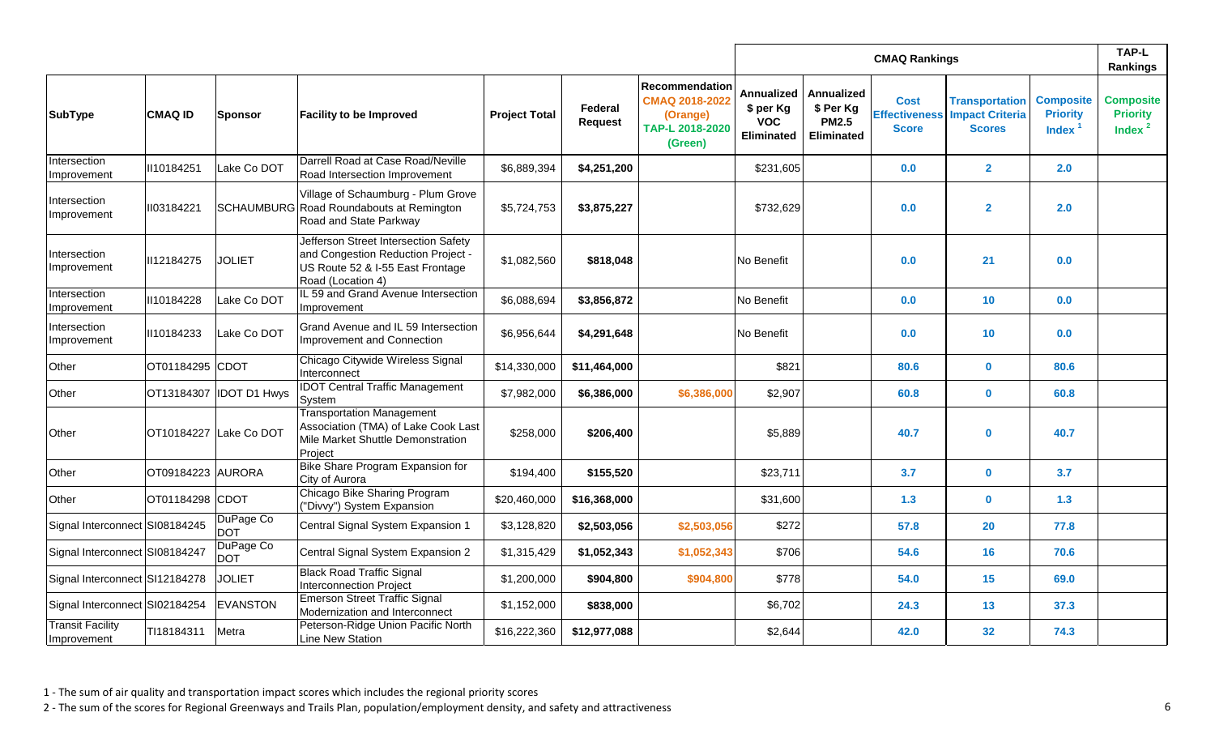| SubType | CMAQ ID | Sponsor | Facility to be Improved | Project Total | Federal Request | Recommendation CMAQ 2018-2022 (Orange) TAP-L 2018-2020 (Green) | CMAQ Rankings | | | | | TAP-L Rankings |
|---|---|---|---|---|---|---|---|---|---|---|---|---|
| | | | | | | | Annualized $ per Kg VOC Eliminated | Annualized $ Per Kg PM2.5 Eliminated | Cost Effectiveness Score | Transportation Impact Criteria Scores | Composite Priority Index [1] | Composite Priority Index [2] |
| Intersection Improvement | II10184251 | Lake Co DOT | Darrell Road at Case Road/Neville Road Intersection Improvement | $6,889,394 | **$4,251,200** | | $231,605 | | **0.0** | **2** | **2.0** | |
| Intersection Improvement | II03184221 | SCHAUMBURG | Village of Schaumburg - Plum Grove Road Roundabouts at Remington Road and State Parkway | $5,724,753 | **$3,875,227** | | $732,629 | | **0.0** | **2** | **2.0** | |
| Intersection Improvement | II12184275 | JOLIET | Jefferson Street Intersection Safety and Congestion Reduction Project - US Route 52 & I-55 East Frontage Road (Location 4) | $1,082,560 | **$818,048** | | No Benefit | | **0.0** | **21** | **0.0** | |
| Intersection Improvement | II10184228 | Lake Co DOT | IL 59 and Grand Avenue Intersection Improvement | $6,088,694 | **$3,856,872** | | No Benefit | | **0.0** | **10** | **0.0** | |
| Intersection Improvement | II10184233 | Lake Co DOT | Grand Avenue and IL 59 Intersection Improvement and Connection | $6,956,644 | **$4,291,648** | | No Benefit | | **0.0** | **10** | **0.0** | |
| Other | OT01184295 | CDOT | Chicago Citywide Wireless Signal Interconnect | $14,330,000 | **$11,464,000** | | $821 | | **80.6** | **0** | **80.6** | |
| Other | OT13184307 | IDOT D1 Hwys | IDOT Central Traffic Management System | $7,982,000 | **$6,386,000** | **$6,386,000** | $2,907 | | **60.8** | **0** | **60.8** | |
| Other | OT10184227 | Lake Co DOT | Transportation Management Association (TMA) of Lake Cook Last Mile Market Shuttle Demonstration Project | $258,000 | **$206,400** | | $5,889 | | **40.7** | **0** | **40.7** | |
| Other | OT09184223 | AURORA | Bike Share Program Expansion for City of Aurora | $194,400 | **$155,520** | | $23,711 | | **3.7** | **0** | **3.7** | |
| Other | OT01184298 | CDOT | Chicago Bike Sharing Program ("Divvy") System Expansion | $20,460,000 | **$16,368,000** | | $31,600 | | **1.3** | **0** | **1.3** | |
| Signal Interconnect | SI08184245 | DuPage Co DOT | Central Signal System Expansion 1 | $3,128,820 | **$2,503,056** | **$2,503,056** | $272 | | **57.8** | **20** | **77.8** | |
| Signal Interconnect | SI08184247 | DuPage Co DOT | Central Signal System Expansion 2 | $1,315,429 | **$1,052,343** | **$1,052,343** | $706 | | **54.6** | **16** | **70.6** | |
| Signal Interconnect | SI12184278 | JOLIET | Black Road Traffic Signal Interconnection Project | $1,200,000 | **$904,800** | **$904,800** | $778 | | **54.0** | **15** | **69.0** | |
| Signal Interconnect | SI02184254 | EVANSTON | Emerson Street Traffic Signal Modernization and Interconnect | $1,152,000 | **$838,000** | | $6,702 | | **24.3** | **13** | **37.3** | |
| Transit Facility Improvement | TI18184311 | Metra | Peterson-Ridge Union Pacific North Line New Station | $16,222,360 | **$12,977,088** | | $2,644 | | **42.0** | **32** | **74.3** | |

1 - The sum of air quality and transportation impact scores which includes the regional priority scores

2 - The sum of the scores for Regional Greenways and Trails Plan, population/employment density, and safety and attractiveness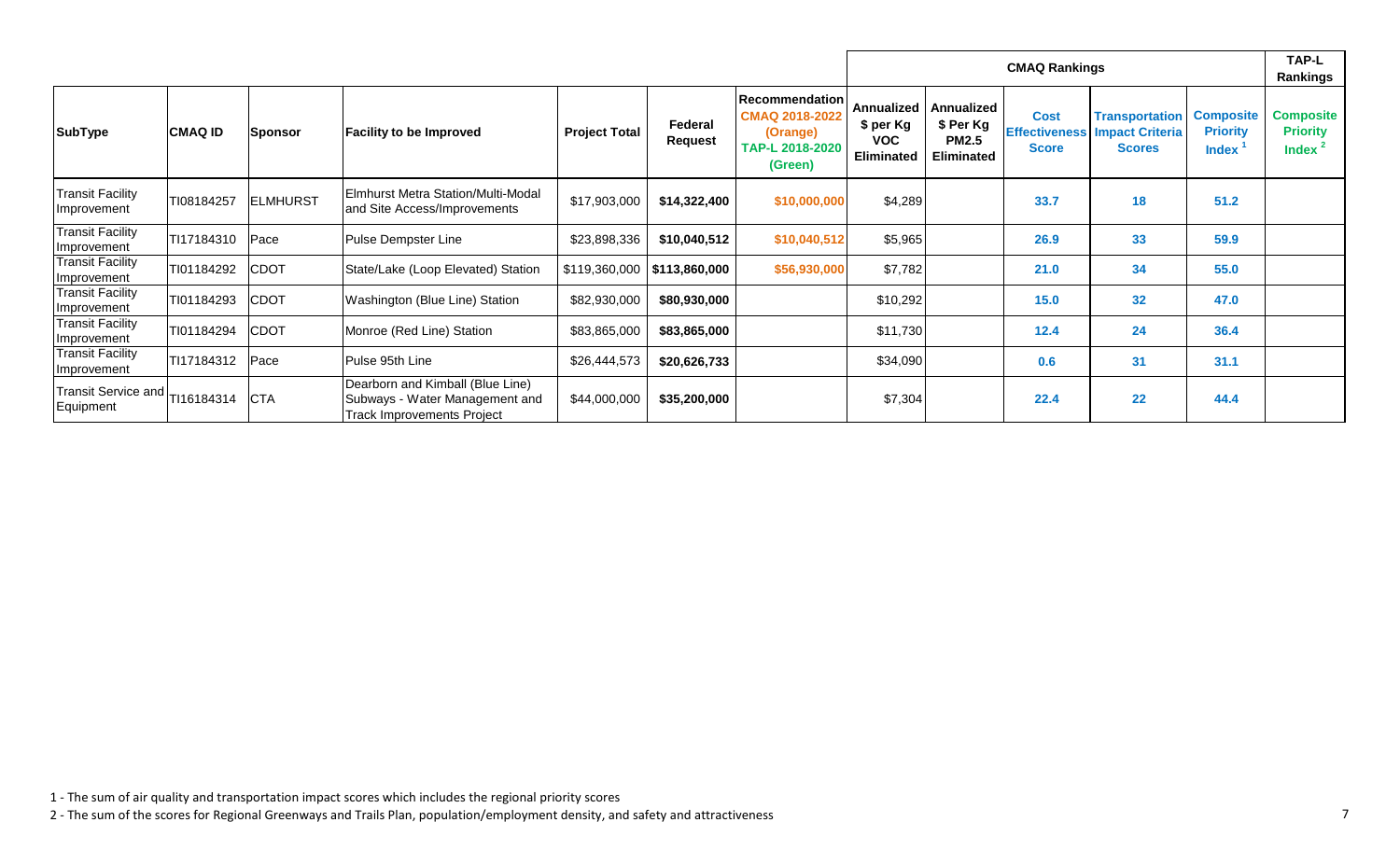| | | | | | | | CMAQ Rankings | | | | | TAP-L Rankings |
|---|---|---|---|---|---|---|---|---|---|---|---|---|
| SubType | CMAQ ID | Sponsor | Facility to be Improved | Project Total | Federal Request | Recommendation CMAQ 2018-2022 (Orange) TAP-L 2018-2020 (Green) | Annualized $ per Kg VOC Eliminated | Annualized $ Per Kg PM2.5 Eliminated | Cost Effectiveness Score | Transportation Impact Criteria Scores | Composite Priority Index [1] | Composite Priority Index [2] |
| Transit Facility Improvement | TI08184257 | ELMHURST | Elmhurst Metra Station/Multi-Modal and Site Access/Improvements | $17,903,000 | $14,322,400 | $10,000,000 | $4,289 | | 33.7 | 18 | 51.2 | |
| Transit Facility Improvement | TI17184310 | Pace | Pulse Dempster Line | $23,898,336 | $10,040,512 | $10,040,512 | $5,965 | | 26.9 | 33 | 59.9 | |
| Transit Facility Improvement | TI01184292 | CDOT | State/Lake (Loop Elevated) Station | $119,360,000 | $113,860,000 | $56,930,000 | $7,782 | | 21.0 | 34 | 55.0 | |
| Transit Facility Improvement | TI01184293 | CDOT | Washington (Blue Line) Station | $82,930,000 | $80,930,000 | | $10,292 | | 15.0 | 32 | 47.0 | |
| Transit Facility Improvement | TI01184294 | CDOT | Monroe (Red Line) Station | $83,865,000 | $83,865,000 | | $11,730 | | 12.4 | 24 | 36.4 | |
| Transit Facility Improvement | TI17184312 | Pace | Pulse 95th Line | $26,444,573 | $20,626,733 | | $34,090 | | 0.6 | 31 | 31.1 | |
| Transit Service and Equipment | TI16184314 | CTA | Dearborn and Kimball (Blue Line) Subways - Water Management and Track Improvements Project | $44,000,000 | $35,200,000 | | $7,304 | | 22.4 | 22 | 44.4 | |

1 - The sum of air quality and transportation impact scores which includes the regional priority scores

2 - The sum of the scores for Regional Greenways and Trails Plan, population/employment density, and safety and attractiveness